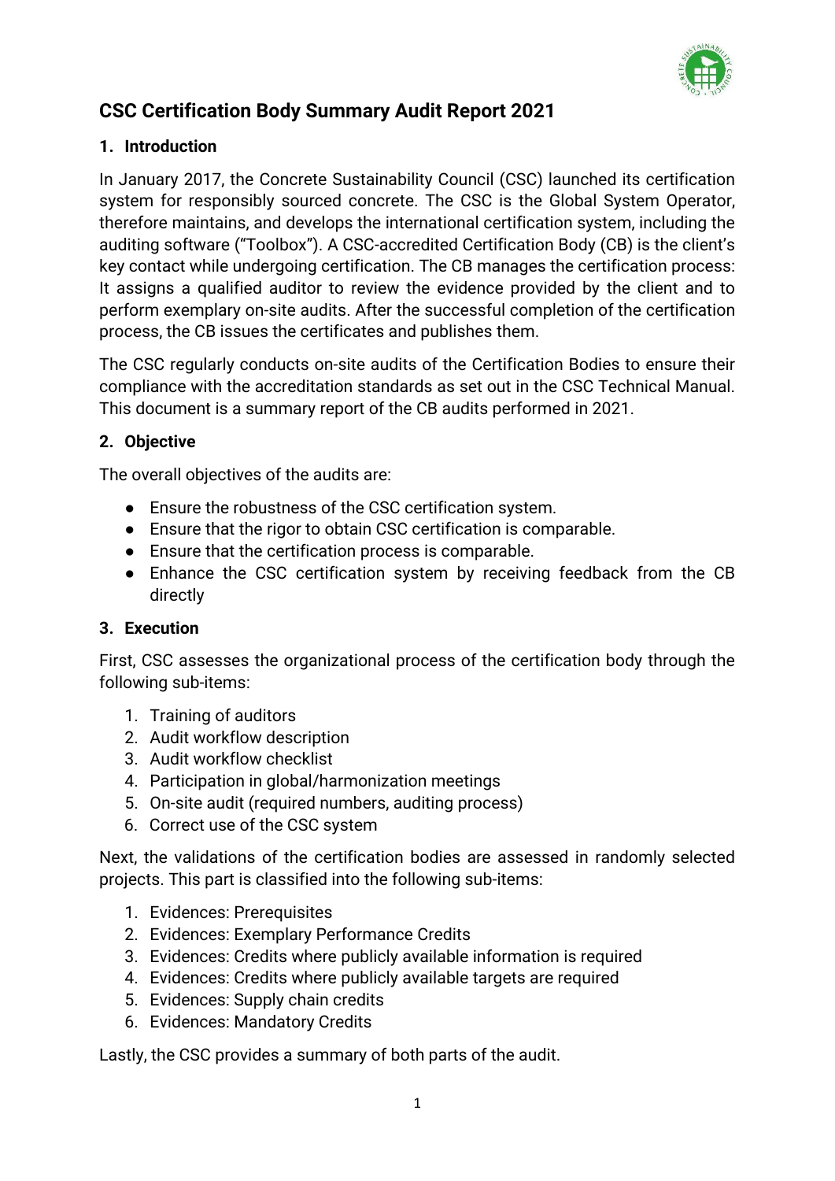# CSC Certification Body Summary Audit Report 2021

## 1. Introduction

In January 2017, the Concrete Sustainability Council (CSC) launched its certification system for responsibly sourced concrete. The CSC is the Global System Operator, therefore maintains, and develops the international certification system, including the auditing software ("Toolbox"). A CSC-accredited Certification Body (CB) is the client's key contact while undergoing certification. The CB manages the certification process: It assigns a qualified auditor to review the evidence provided by the client and to perform exemplary on-site audits. After the successful completion of the certification process, the CB issues the certificates and publishes them.

The CSC regularly conducts on-site audits of the Certification Bodies to ensure their compliance with the accreditation standards as set out in the CSC Technical Manual. This document is a summary report of the CB audits performed in 2021.

## 2. Objective

The overall objectives of the audits are:

- Ensure the robustness of the CSC certification system.
- Ensure that the rigor to obtain CSC certification is comparable.
- Ensure that the certification process is comparable.
- Enhance the CSC certification system by receiving feedback from the CB directly

## 3. Execution

First, CSC assesses the organizational process of the certification body through the following sub-items:

1. Training of auditors
2. Audit workflow description
3. Audit workflow checklist
4. Participation in global/harmonization meetings
5. On-site audit (required numbers, auditing process)
6. Correct use of the CSC system

Next, the validations of the certification bodies are assessed in randomly selected projects. This part is classified into the following sub-items:

1. Evidences: Prerequisites
2. Evidences: Exemplary Performance Credits
3. Evidences: Credits where publicly available information is required
4. Evidences: Credits where publicly available targets are required
5. Evidences: Supply chain credits
6. Evidences: Mandatory Credits

Lastly, the CSC provides a summary of both parts of the audit.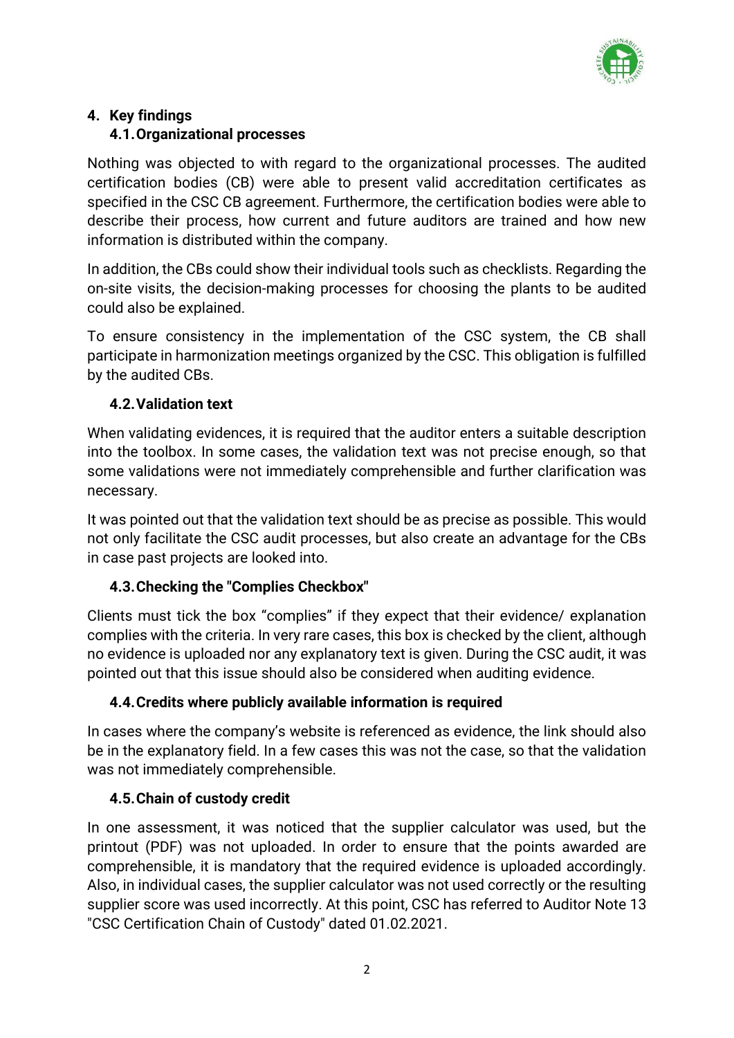## 4. Key findings

### 4.1. Organizational processes

Nothing was objected to with regard to the organizational processes. The audited certification bodies (CB) were able to present valid accreditation certificates as specified in the CSC CB agreement. Furthermore, the certification bodies were able to describe their process, how current and future auditors are trained and how new information is distributed within the company.

In addition, the CBs could show their individual tools such as checklists. Regarding the on-site visits, the decision-making processes for choosing the plants to be audited could also be explained.

To ensure consistency in the implementation of the CSC system, the CB shall participate in harmonization meetings organized by the CSC. This obligation is fulfilled by the audited CBs.

### 4.2. Validation text

When validating evidences, it is required that the auditor enters a suitable description into the toolbox. In some cases, the validation text was not precise enough, so that some validations were not immediately comprehensible and further clarification was necessary.

It was pointed out that the validation text should be as precise as possible. This would not only facilitate the CSC audit processes, but also create an advantage for the CBs in case past projects are looked into.

### 4.3. Checking the "Complies Checkbox"

Clients must tick the box "complies" if they expect that their evidence/ explanation complies with the criteria. In very rare cases, this box is checked by the client, although no evidence is uploaded nor any explanatory text is given. During the CSC audit, it was pointed out that this issue should also be considered when auditing evidence.

### 4.4. Credits where publicly available information is required

In cases where the company's website is referenced as evidence, the link should also be in the explanatory field. In a few cases this was not the case, so that the validation was not immediately comprehensible.

### 4.5. Chain of custody credit

In one assessment, it was noticed that the supplier calculator was used, but the printout (PDF) was not uploaded. In order to ensure that the points awarded are comprehensible, it is mandatory that the required evidence is uploaded accordingly. Also, in individual cases, the supplier calculator was not used correctly or the resulting supplier score was used incorrectly. At this point, CSC has referred to Auditor Note 13 "CSC Certification Chain of Custody" dated 01.02.2021.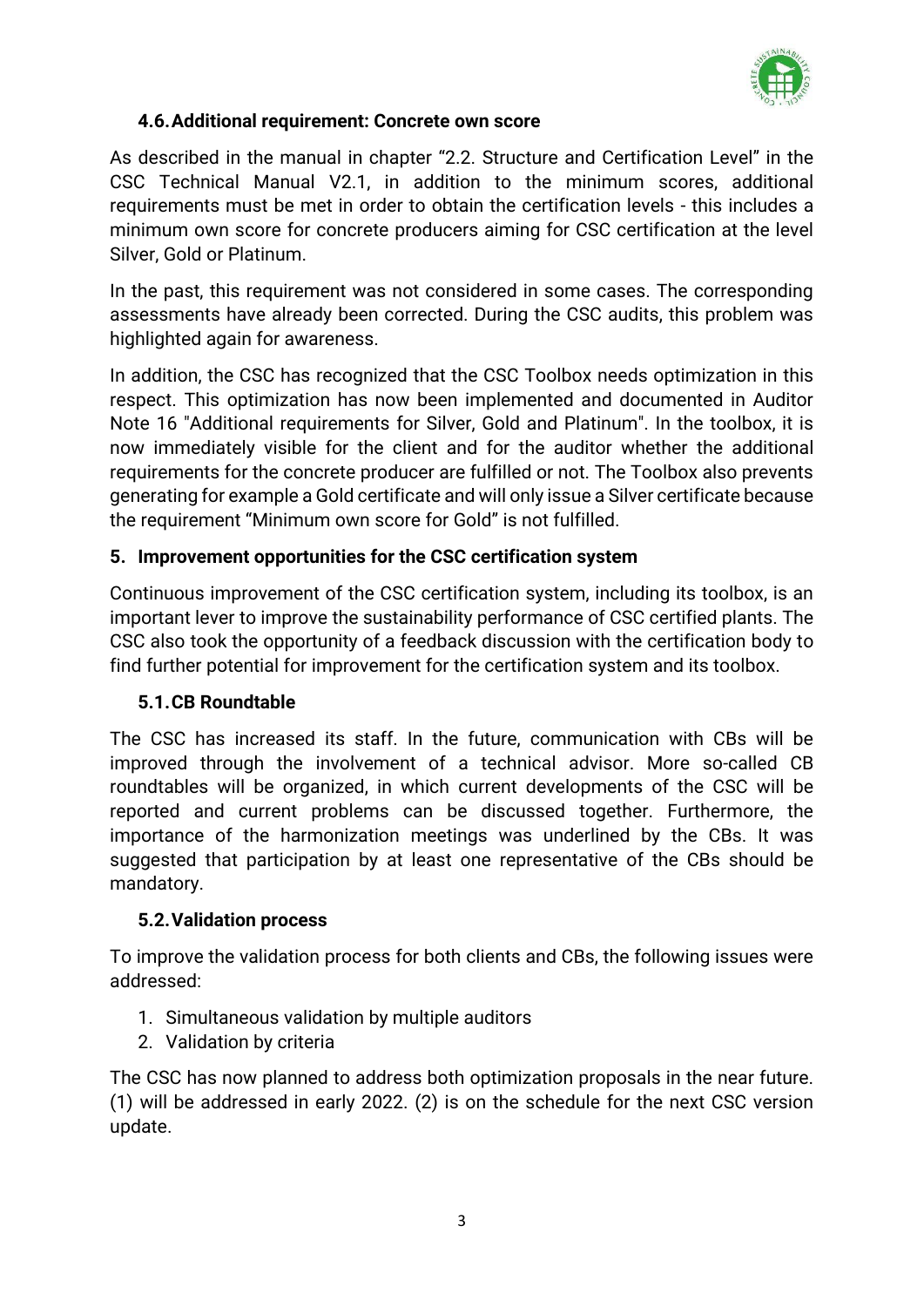### 4.6. Additional requirement: Concrete own score

As described in the manual in chapter "2.2. Structure and Certification Level" in the CSC Technical Manual V2.1, in addition to the minimum scores, additional requirements must be met in order to obtain the certification levels - this includes a minimum own score for concrete producers aiming for CSC certification at the level Silver, Gold or Platinum.

In the past, this requirement was not considered in some cases. The corresponding assessments have already been corrected. During the CSC audits, this problem was highlighted again for awareness.

In addition, the CSC has recognized that the CSC Toolbox needs optimization in this respect. This optimization has now been implemented and documented in Auditor Note 16 "Additional requirements for Silver, Gold and Platinum". In the toolbox, it is now immediately visible for the client and for the auditor whether the additional requirements for the concrete producer are fulfilled or not. The Toolbox also prevents generating for example a Gold certificate and will only issue a Silver certificate because the requirement "Minimum own score for Gold" is not fulfilled.

## 5. Improvement opportunities for the CSC certification system

Continuous improvement of the CSC certification system, including its toolbox, is an important lever to improve the sustainability performance of CSC certified plants. The CSC also took the opportunity of a feedback discussion with the certification body to find further potential for improvement for the certification system and its toolbox.

### 5.1. CB Roundtable

The CSC has increased its staff. In the future, communication with CBs will be improved through the involvement of a technical advisor. More so-called CB roundtables will be organized, in which current developments of the CSC will be reported and current problems can be discussed together. Furthermore, the importance of the harmonization meetings was underlined by the CBs. It was suggested that participation by at least one representative of the CBs should be mandatory.

### 5.2. Validation process

To improve the validation process for both clients and CBs, the following issues were addressed:

1. Simultaneous validation by multiple auditors
2. Validation by criteria

The CSC has now planned to address both optimization proposals in the near future. (1) will be addressed in early 2022. (2) is on the schedule for the next CSC version update.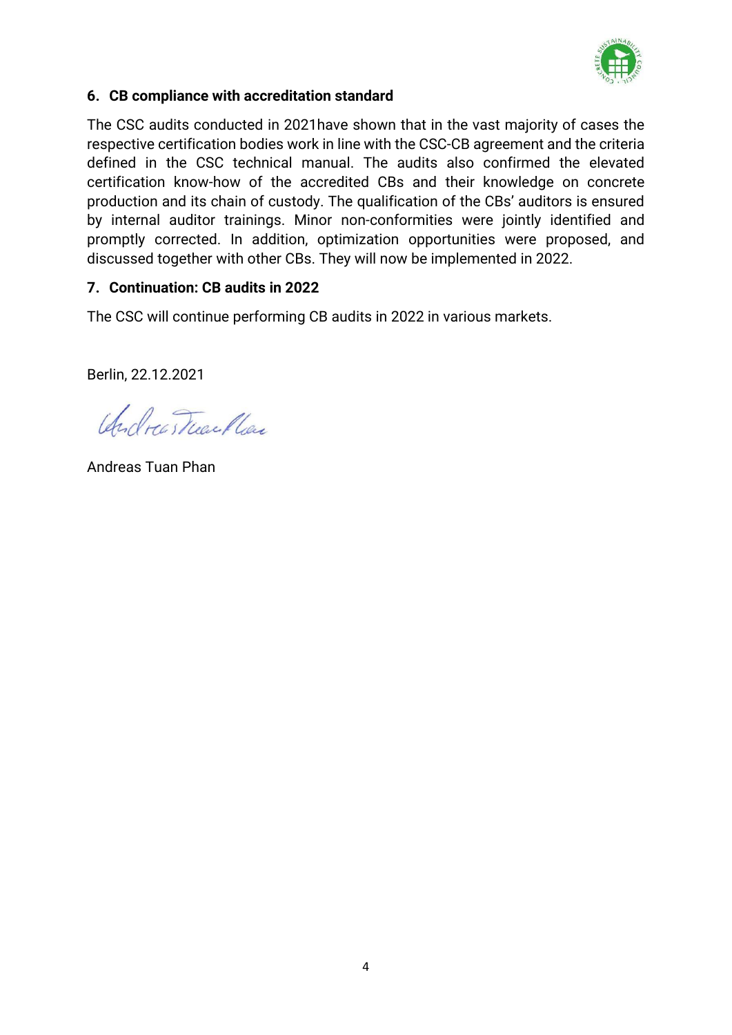## 6. CB compliance with accreditation standard

The CSC audits conducted in 2021have shown that in the vast majority of cases the respective certification bodies work in line with the CSC-CB agreement and the criteria defined in the CSC technical manual. The audits also confirmed the elevated certification know-how of the accredited CBs and their knowledge on concrete production and its chain of custody. The qualification of the CBs' auditors is ensured by internal auditor trainings. Minor non-conformities were jointly identified and promptly corrected. In addition, optimization opportunities were proposed, and discussed together with other CBs. They will now be implemented in 2022.

## 7. Continuation: CB audits in 2022

The CSC will continue performing CB audits in 2022 in various markets.

Berlin, 22.12.2021

Andreas Tuan Phan